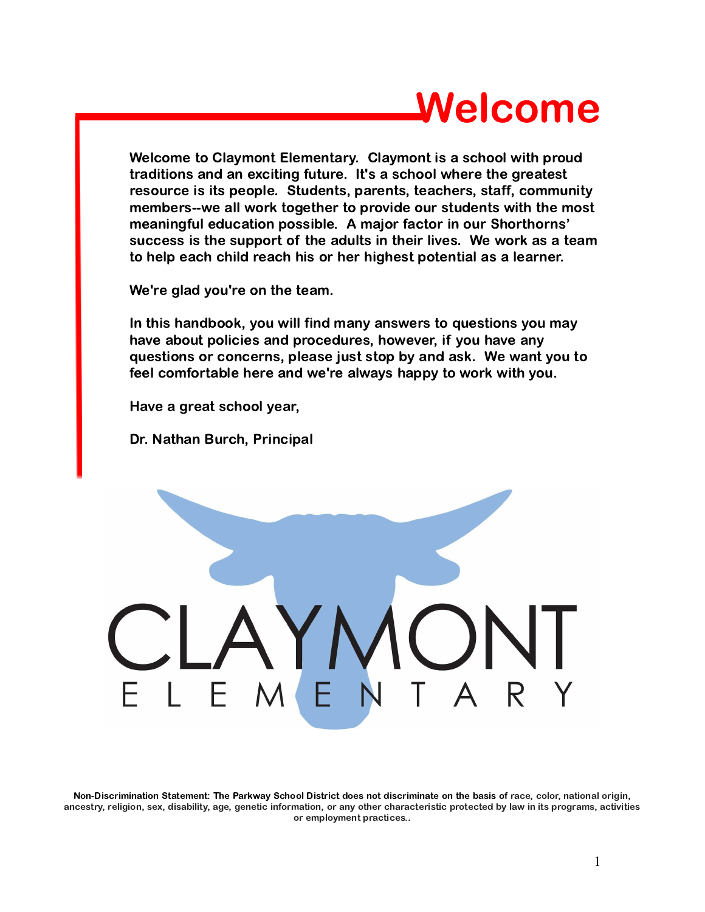# Welcome

**Welcome to Claymont Elementary. Claymont is a school with proud traditions and an exciting future. It's a school where the greatest resource is its people. Students, parents, teachers, staff, community members--we all work together to provide our students with the most meaningful education possible. A major factor in our Shorthorns' success is the support of the adults in their lives. We work as a team to help each child reach his or her highest potential as a learner.**

**We're glad you're on the team.**

**In this handbook, you will find many answers to questions you may have about policies and procedures, however, if you have any questions or concerns, please just stop by and ask. We want you to feel comfortable here and we're always happy to work with you.**

**Have a great school year,**

**Dr. Nathan Burch, Principal**

CLAYMONT
ELEMENTARY

**Non-Discrimination Statement: The Parkway School District does not discriminate on the basis of race, color, national origin, ancestry, religion, sex, disability, age, genetic information, or any other characteristic protected by law in its programs, activities or employment practices..**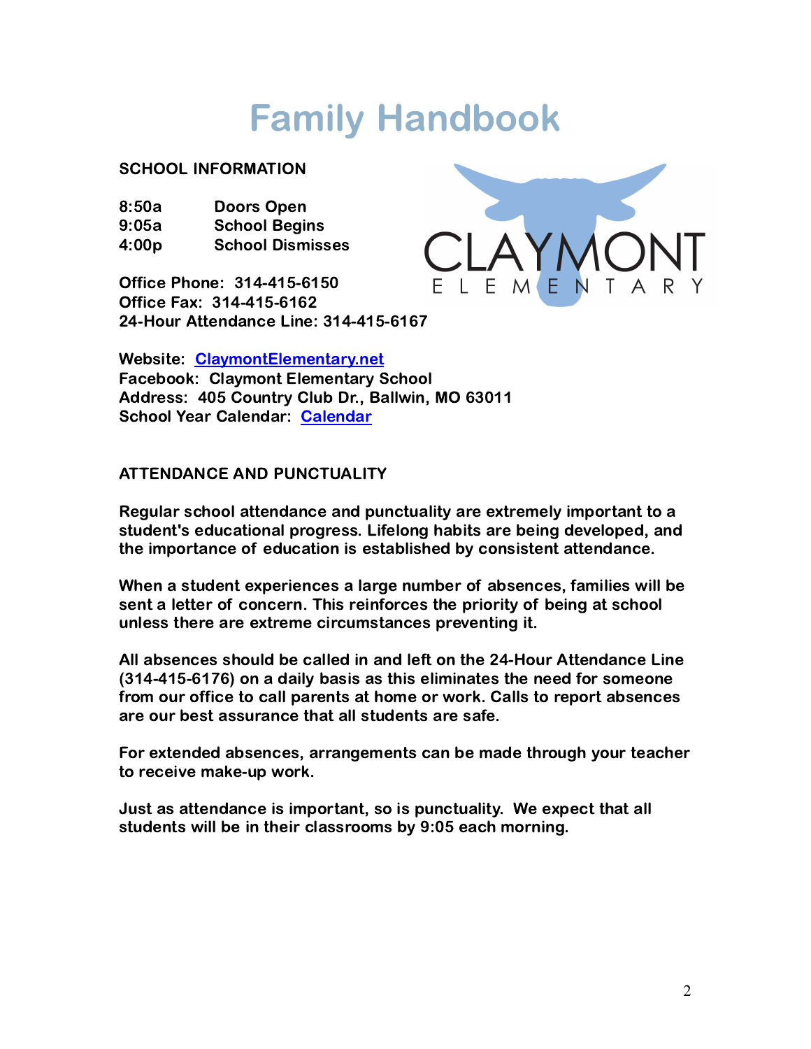# Family Handbook

**SCHOOL INFORMATION**

**8:50a** Doors Open
**9:05a** School Begins
**4:00p** School Dismisses

**Office Phone: 314-415-6150**
**Office Fax: 314-415-6162**
**24-Hour Attendance Line: 314-415-6167**

**Website: [ClaymontElementary.net]**
**Facebook: Claymont Elementary School**
**Address: 405 Country Club Dr., Ballwin, MO 63011**
**School Year Calendar: [Calendar]**

**ATTENDANCE AND PUNCTUALITY**

**Regular school attendance and punctuality are extremely important to a student's educational progress. Lifelong habits are being developed, and the importance of education is established by consistent attendance.**

**When a student experiences a large number of absences, families will be sent a letter of concern. This reinforces the priority of being at school unless there are extreme circumstances preventing it.**

**All absences should be called in and left on the 24-Hour Attendance Line (314-415-6176) on a daily basis as this eliminates the need for someone from our office to call parents at home or work. Calls to report absences are our best assurance that all students are safe.**

**For extended absences, arrangements can be made through your teacher to receive make-up work.**

**Just as attendance is important, so is punctuality. We expect that all students will be in their classrooms by 9:05 each morning.**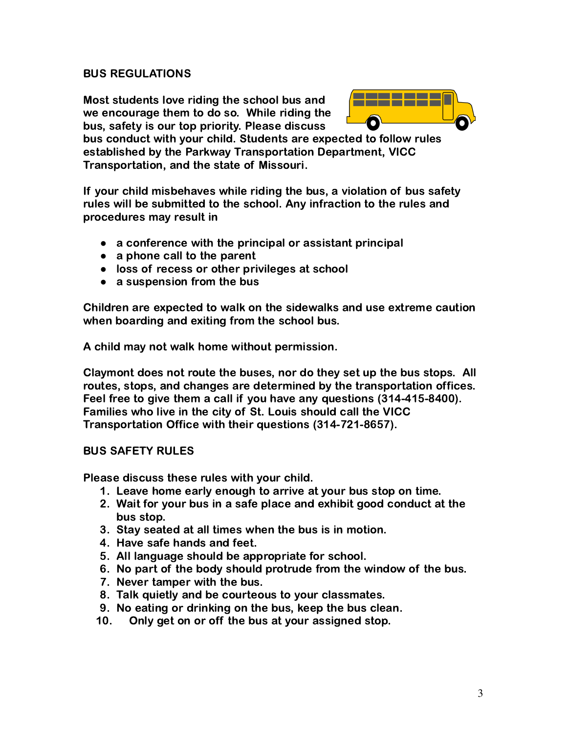## BUS REGULATIONS

**Most students love riding the school bus and we encourage them to do so. While riding the bus, safety is our top priority. Please discuss bus conduct with your child. Students are expected to follow rules established by the Parkway Transportation Department, VICC Transportation, and the state of Missouri.**

**If your child misbehaves while riding the bus, a violation of bus safety rules will be submitted to the school. Any infraction to the rules and procedures may result in**

- **a conference with the principal or assistant principal**
- **a phone call to the parent**
- **loss of recess or other privileges at school**
- **a suspension from the bus**

**Children are expected to walk on the sidewalks and use extreme caution when boarding and exiting from the school bus.**

**A child may not walk home without permission.**

**Claymont does not route the buses, nor do they set up the bus stops. All routes, stops, and changes are determined by the transportation offices. Feel free to give them a call if you have any questions (314-415-8400). Families who live in the city of St. Louis should call the VICC Transportation Office with their questions (314-721-8657).**

## BUS SAFETY RULES

**Please discuss these rules with your child.**

1. **Leave home early enough to arrive at your bus stop on time.**
2. **Wait for your bus in a safe place and exhibit good conduct at the bus stop.**
3. **Stay seated at all times when the bus is in motion.**
4. **Have safe hands and feet.**
5. **All language should be appropriate for school.**
6. **No part of the body should protrude from the window of the bus.**
7. **Never tamper with the bus.**
8. **Talk quietly and be courteous to your classmates.**
9. **No eating or drinking on the bus, keep the bus clean.**
10. **Only get on or off the bus at your assigned stop.**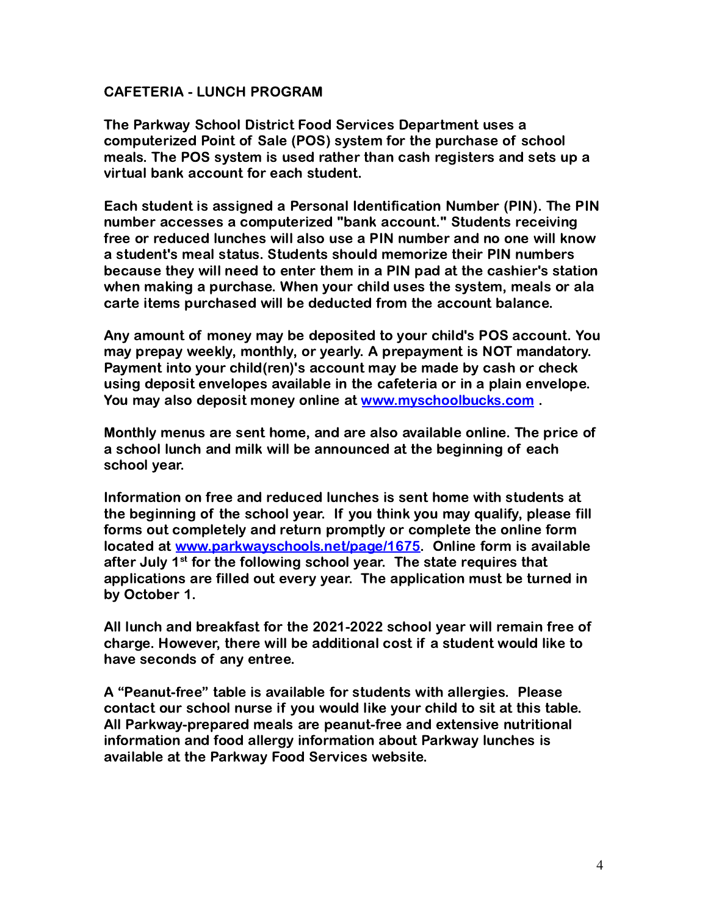## CAFETERIA - LUNCH PROGRAM

**The Parkway School District Food Services Department uses a computerized Point of Sale (POS) system for the purchase of school meals. The POS system is used rather than cash registers and sets up a virtual bank account for each student.**

**Each student is assigned a Personal Identification Number (PIN). The PIN number accesses a computerized "bank account." Students receiving free or reduced lunches will also use a PIN number and no one will know a student's meal status. Students should memorize their PIN numbers because they will need to enter them in a PIN pad at the cashier's station when making a purchase. When your child uses the system, meals or ala carte items purchased will be deducted from the account balance.**

**Any amount of money may be deposited to your child's POS account. You may prepay weekly, monthly, or yearly. A prepayment is NOT mandatory. Payment into your child(ren)'s account may be made by cash or check using deposit envelopes available in the cafeteria or in a plain envelope. You may also deposit money online at [www.myschoolbucks.com](http://www.myschoolbucks.com) .**

**Monthly menus are sent home, and are also available online. The price of a school lunch and milk will be announced at the beginning of each school year.**

**Information on free and reduced lunches is sent home with students at the beginning of the school year. If you think you may qualify, please fill forms out completely and return promptly or complete the online form located at [www.parkwayschools.net/page/1675](http://www.parkwayschools.net/page/1675). Online form is available after July 1st for the following school year. The state requires that applications are filled out every year. The application must be turned in by October 1.**

**All lunch and breakfast for the 2021-2022 school year will remain free of charge. However, there will be additional cost if a student would like to have seconds of any entree.**

**A "Peanut-free" table is available for students with allergies. Please contact our school nurse if you would like your child to sit at this table. All Parkway-prepared meals are peanut-free and extensive nutritional information and food allergy information about Parkway lunches is available at the Parkway Food Services website.**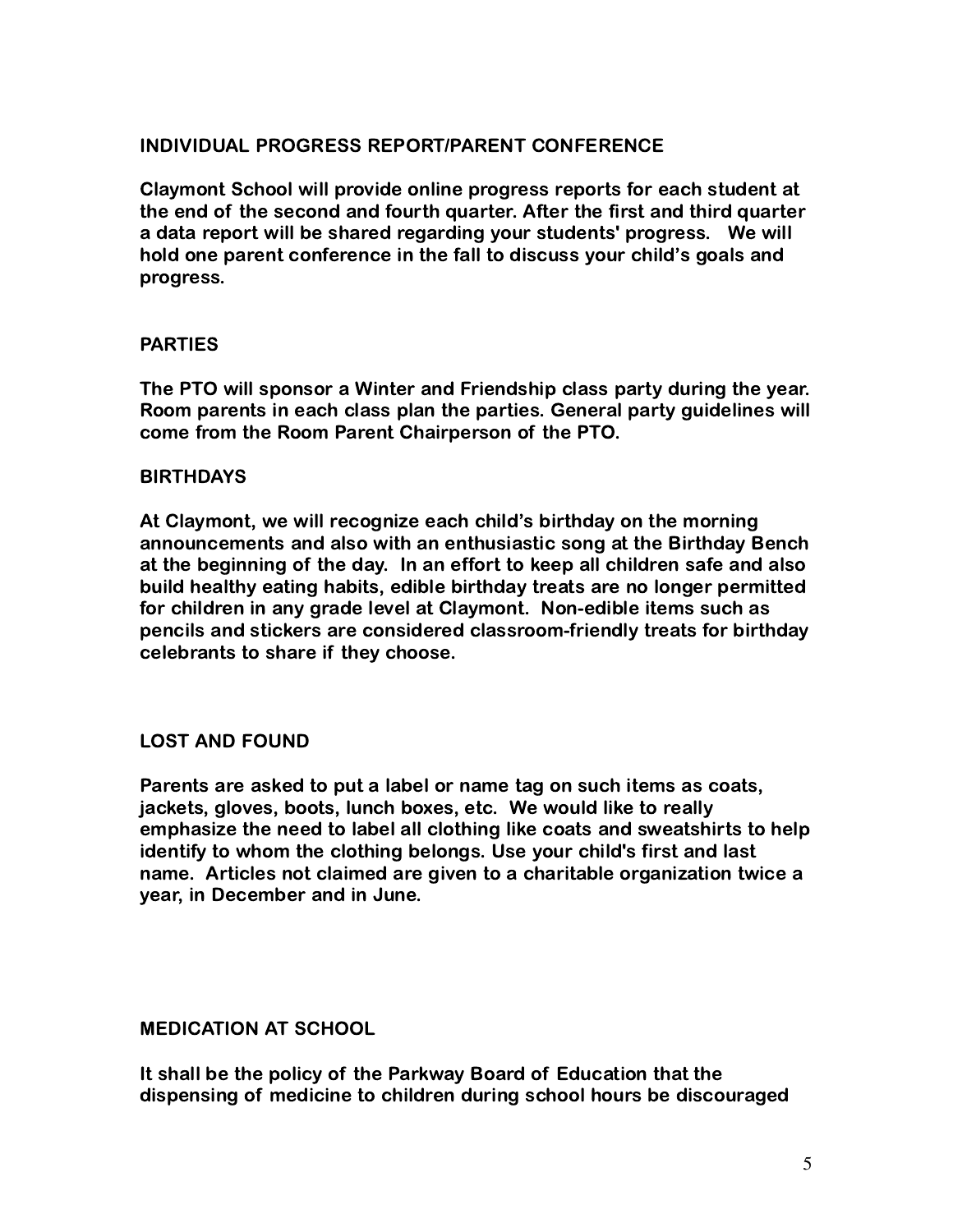## INDIVIDUAL PROGRESS REPORT/PARENT CONFERENCE

Claymont School will provide online progress reports for each student at the end of the second and fourth quarter. After the first and third quarter a data report will be shared regarding your students' progress. We will hold one parent conference in the fall to discuss your child's goals and progress.

## PARTIES

The PTO will sponsor a Winter and Friendship class party during the year. Room parents in each class plan the parties. General party guidelines will come from the Room Parent Chairperson of the PTO.

## BIRTHDAYS

At Claymont, we will recognize each child's birthday on the morning announcements and also with an enthusiastic song at the Birthday Bench at the beginning of the day. In an effort to keep all children safe and also build healthy eating habits, edible birthday treats are no longer permitted for children in any grade level at Claymont. Non-edible items such as pencils and stickers are considered classroom-friendly treats for birthday celebrants to share if they choose.

## LOST AND FOUND

Parents are asked to put a label or name tag on such items as coats, jackets, gloves, boots, lunch boxes, etc. We would like to really emphasize the need to label all clothing like coats and sweatshirts to help identify to whom the clothing belongs. Use your child's first and last name. Articles not claimed are given to a charitable organization twice a year, in December and in June.

## MEDICATION AT SCHOOL

It shall be the policy of the Parkway Board of Education that the dispensing of medicine to children during school hours be discouraged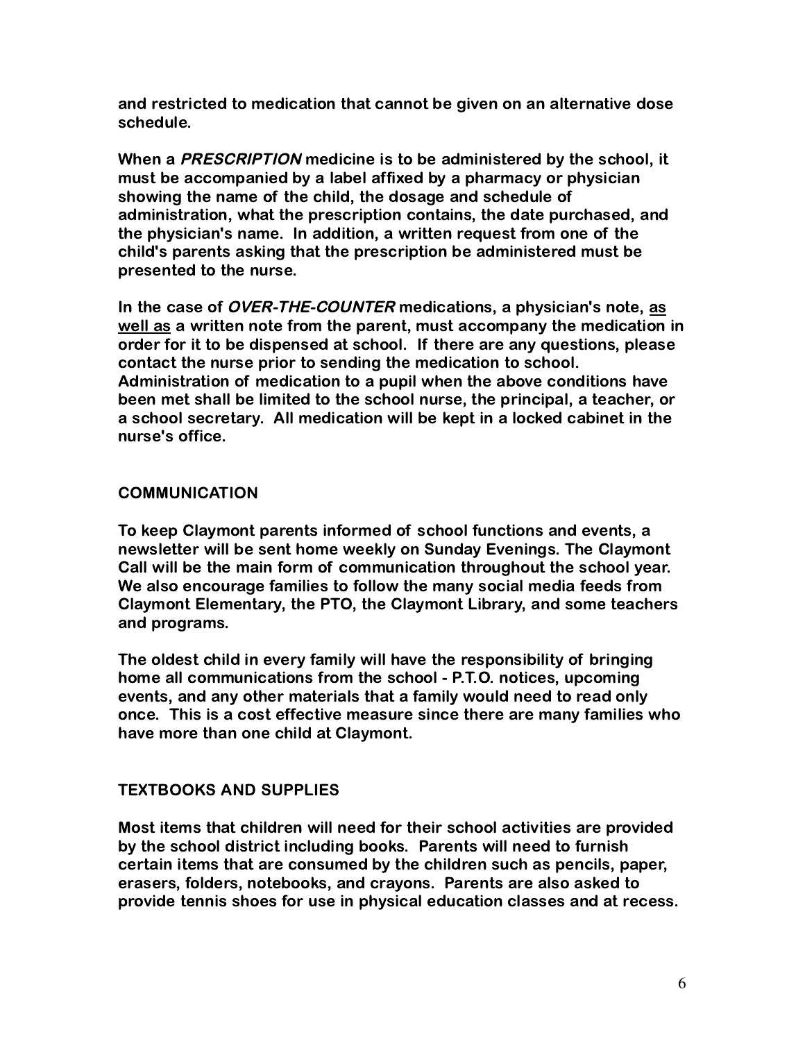**and restricted to medication that cannot be given on an alternative dose schedule.**

**When a *PRESCRIPTION* medicine is to be administered by the school, it must be accompanied by a label affixed by a pharmacy or physician showing the name of the child, the dosage and schedule of administration, what the prescription contains, the date purchased, and the physician's name. In addition, a written request from one of the child's parents asking that the prescription be administered must be presented to the nurse.**

**In the case of *OVER-THE-COUNTER* medications, a physician's note, <u>as well as</u> a written note from the parent, must accompany the medication in order for it to be dispensed at school. If there are any questions, please contact the nurse prior to sending the medication to school. Administration of medication to a pupil when the above conditions have been met shall be limited to the school nurse, the principal, a teacher, or a school secretary. All medication will be kept in a locked cabinet in the nurse's office.**

## COMMUNICATION

**To keep Claymont parents informed of school functions and events, a newsletter will be sent home weekly on Sunday Evenings. The Claymont Call will be the main form of communication throughout the school year. We also encourage families to follow the many social media feeds from Claymont Elementary, the PTO, the Claymont Library, and some teachers and programs.**

**The oldest child in every family will have the responsibility of bringing home all communications from the school - P.T.O. notices, upcoming events, and any other materials that a family would need to read only once. This is a cost effective measure since there are many families who have more than one child at Claymont.**

## TEXTBOOKS AND SUPPLIES

**Most items that children will need for their school activities are provided by the school district including books. Parents will need to furnish certain items that are consumed by the children such as pencils, paper, erasers, folders, notebooks, and crayons. Parents are also asked to provide tennis shoes for use in physical education classes and at recess.**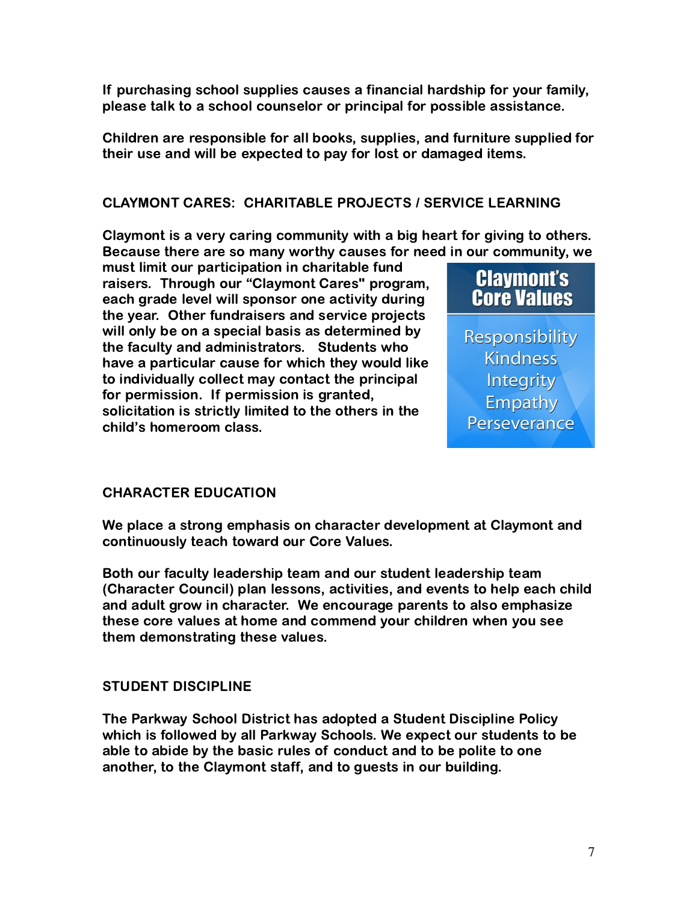If purchasing school supplies causes a financial hardship for your family, please talk to a school counselor or principal for possible assistance.

Children are responsible for all books, supplies, and furniture supplied for their use and will be expected to pay for lost or damaged items.

## CLAYMONT CARES: CHARITABLE PROJECTS / SERVICE LEARNING

Claymont is a very caring community with a big heart for giving to others. Because there are so many worthy causes for need in our community, we must limit our participation in charitable fund raisers. Through our "Claymont Cares" program, each grade level will sponsor one activity during the year. Other fundraisers and service projects will only be on a special basis as determined by the faculty and administrators. Students who have a particular cause for which they would like to individually collect may contact the principal for permission. If permission is granted, solicitation is strictly limited to the others in the child's homeroom class.

**Claymont's Core Values**

- Responsibility
- Kindness
- Integrity
- Empathy
- Perseverance

## CHARACTER EDUCATION

We place a strong emphasis on character development at Claymont and continuously teach toward our Core Values.

Both our faculty leadership team and our student leadership team (Character Council) plan lessons, activities, and events to help each child and adult grow in character. We encourage parents to also emphasize these core values at home and commend your children when you see them demonstrating these values.

## STUDENT DISCIPLINE

The Parkway School District has adopted a Student Discipline Policy which is followed by all Parkway Schools. We expect our students to be able to abide by the basic rules of conduct and to be polite to one another, to the Claymont staff, and to guests in our building.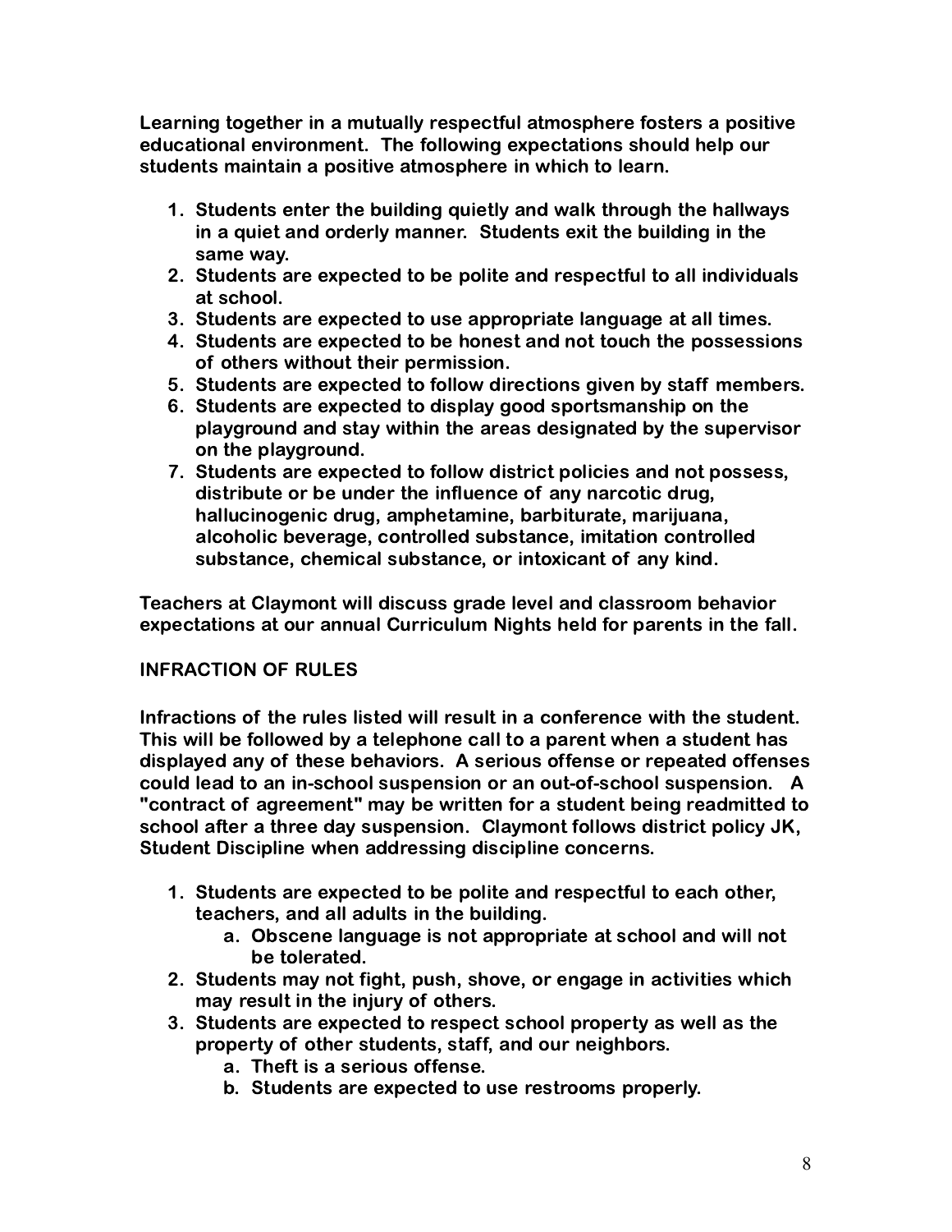**Learning together in a mutually respectful atmosphere fosters a positive educational environment. The following expectations should help our students maintain a positive atmosphere in which to learn.**

1. **Students enter the building quietly and walk through the hallways in a quiet and orderly manner. Students exit the building in the same way.**
2. **Students are expected to be polite and respectful to all individuals at school.**
3. **Students are expected to use appropriate language at all times.**
4. **Students are expected to be honest and not touch the possessions of others without their permission.**
5. **Students are expected to follow directions given by staff members.**
6. **Students are expected to display good sportsmanship on the playground and stay within the areas designated by the supervisor on the playground.**
7. **Students are expected to follow district policies and not possess, distribute or be under the influence of any narcotic drug, hallucinogenic drug, amphetamine, barbiturate, marijuana, alcoholic beverage, controlled substance, imitation controlled substance, chemical substance, or intoxicant of any kind.**

**Teachers at Claymont will discuss grade level and classroom behavior expectations at our annual Curriculum Nights held for parents in the fall.**

## INFRACTION OF RULES

**Infractions of the rules listed will result in a conference with the student. This will be followed by a telephone call to a parent when a student has displayed any of these behaviors. A serious offense or repeated offenses could lead to an in-school suspension or an out-of-school suspension. A "contract of agreement" may be written for a student being readmitted to school after a three day suspension. Claymont follows district policy JK, Student Discipline when addressing discipline concerns.**

1. **Students are expected to be polite and respectful to each other, teachers, and all adults in the building.**
   a. **Obscene language is not appropriate at school and will not be tolerated.**
2. **Students may not fight, push, shove, or engage in activities which may result in the injury of others.**
3. **Students are expected to respect school property as well as the property of other students, staff, and our neighbors.**
   a. **Theft is a serious offense.**
   b. **Students are expected to use restrooms properly.**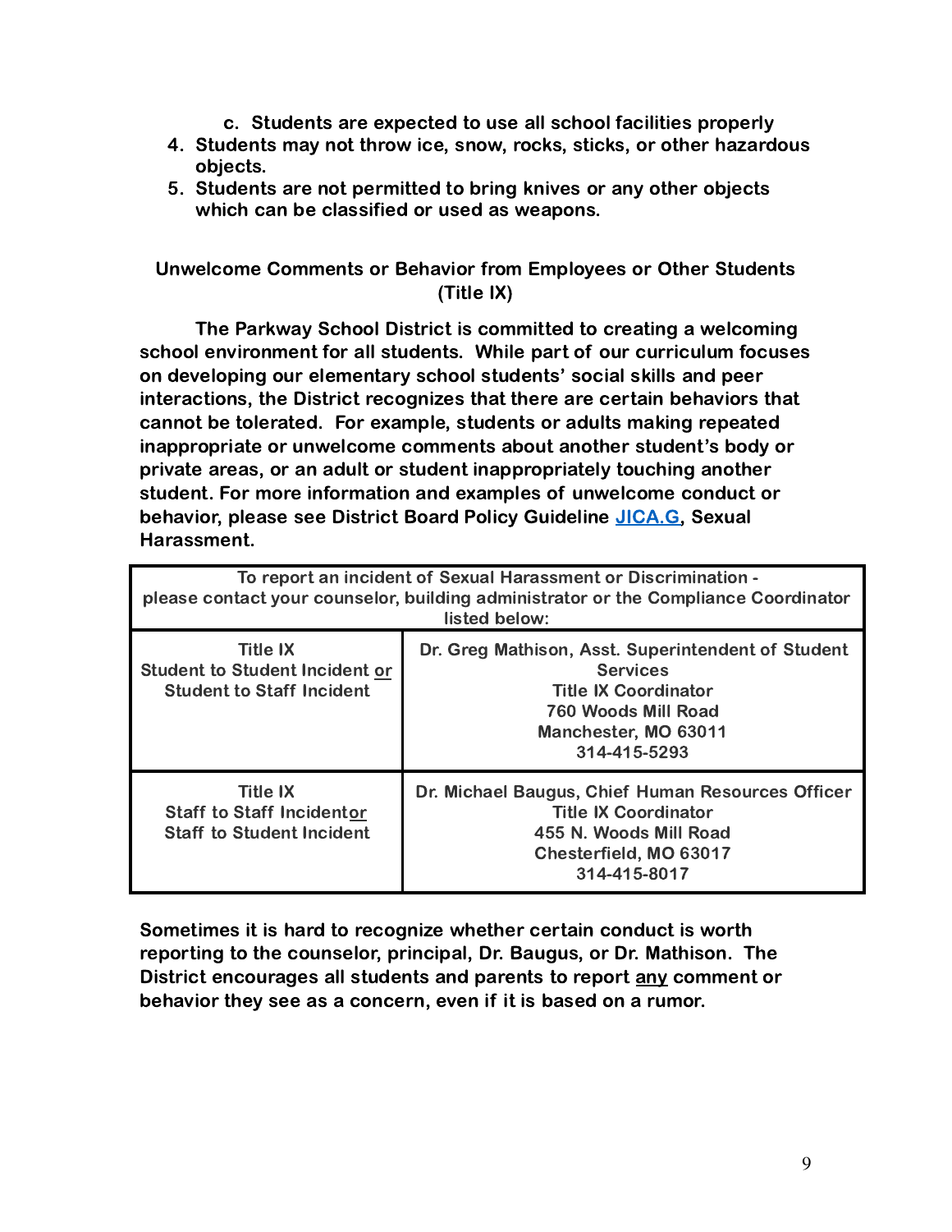c. Students are expected to use all school facilities properly

4. Students may not throw ice, snow, rocks, sticks, or other hazardous objects.
5. Students are not permitted to bring knives or any other objects which can be classified or used as weapons.

## Unwelcome Comments or Behavior from Employees or Other Students (Title IX)

**The Parkway School District is committed to creating a welcoming school environment for all students. While part of our curriculum focuses on developing our elementary school students' social skills and peer interactions, the District recognizes that there are certain behaviors that cannot be tolerated. For example, students or adults making repeated inappropriate or unwelcome comments about another student's body or private areas, or an adult or student inappropriately touching another student. For more information and examples of unwelcome conduct or behavior, please see District Board Policy Guideline [JICA.G](JICA.G), Sexual Harassment.**

| To report an incident of Sexual Harassment or Discrimination - please contact your counselor, building administrator or the Compliance Coordinator listed below: | |
|---|---|
| Title IX<br>Student to Student Incident <u>or</u><br>Student to Staff Incident | Dr. Greg Mathison, Asst. Superintendent of Student Services<br>Title IX Coordinator<br>760 Woods Mill Road<br>Manchester, MO 63011<br>314-415-5293 |
| Title IX<br>Staff to Staff Incident<u>or</u><br>Staff to Student Incident | Dr. Michael Baugus, Chief Human Resources Officer<br>Title IX Coordinator<br>455 N. Woods Mill Road<br>Chesterfield, MO 63017<br>314-415-8017 |

**Sometimes it is hard to recognize whether certain conduct is worth reporting to the counselor, principal, Dr. Baugus, or Dr. Mathison. The District encourages all students and parents to report <u>any</u> comment or behavior they see as a concern, even if it is based on a rumor.**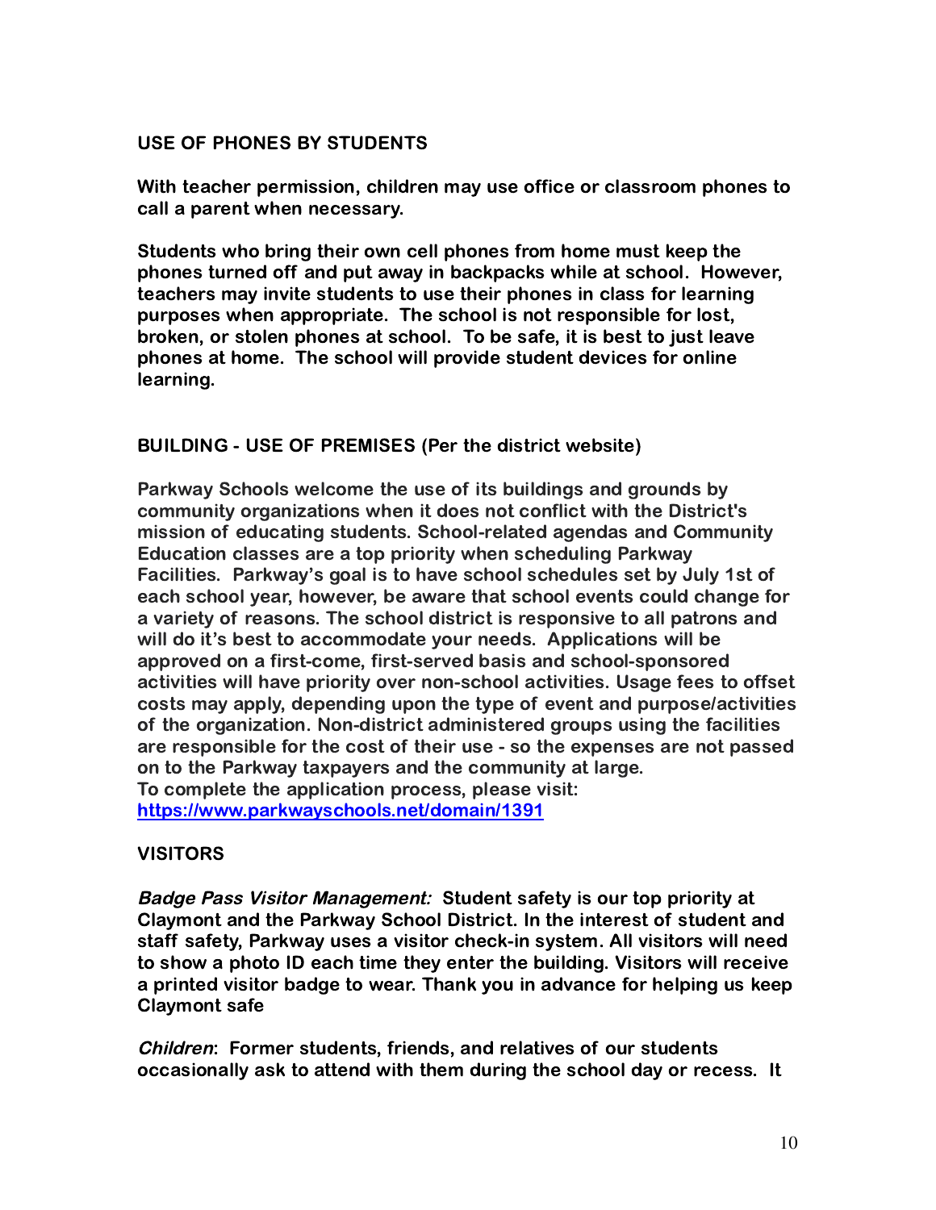## USE OF PHONES BY STUDENTS

With teacher permission, children may use office or classroom phones to call a parent when necessary.

Students who bring their own cell phones from home must keep the phones turned off and put away in backpacks while at school. However, teachers may invite students to use their phones in class for learning purposes when appropriate. The school is not responsible for lost, broken, or stolen phones at school. To be safe, it is best to just leave phones at home. The school will provide student devices for online learning.

## BUILDING - USE OF PREMISES (Per the district website)

Parkway Schools welcome the use of its buildings and grounds by community organizations when it does not conflict with the District's mission of educating students. School-related agendas and Community Education classes are a top priority when scheduling Parkway Facilities. Parkway's goal is to have school schedules set by July 1st of each school year, however, be aware that school events could change for a variety of reasons. The school district is responsive to all patrons and will do it's best to accommodate your needs. Applications will be approved on a first-come, first-served basis and school-sponsored activities will have priority over non-school activities. Usage fees to offset costs may apply, depending upon the type of event and purpose/activities of the organization. Non-district administered groups using the facilities are responsible for the cost of their use - so the expenses are not passed on to the Parkway taxpayers and the community at large.
To complete the application process, please visit:
[https://www.parkwayschools.net/domain/1391](https://www.parkwayschools.net/domain/1391)

## VISITORS

***Badge Pass Visitor Management:*** Student safety is our top priority at Claymont and the Parkway School District. In the interest of student and staff safety, Parkway uses a visitor check-in system. All visitors will need to show a photo ID each time they enter the building. Visitors will receive a printed visitor badge to wear. Thank you in advance for helping us keep Claymont safe

***Children***: Former students, friends, and relatives of our students occasionally ask to attend with them during the school day or recess. It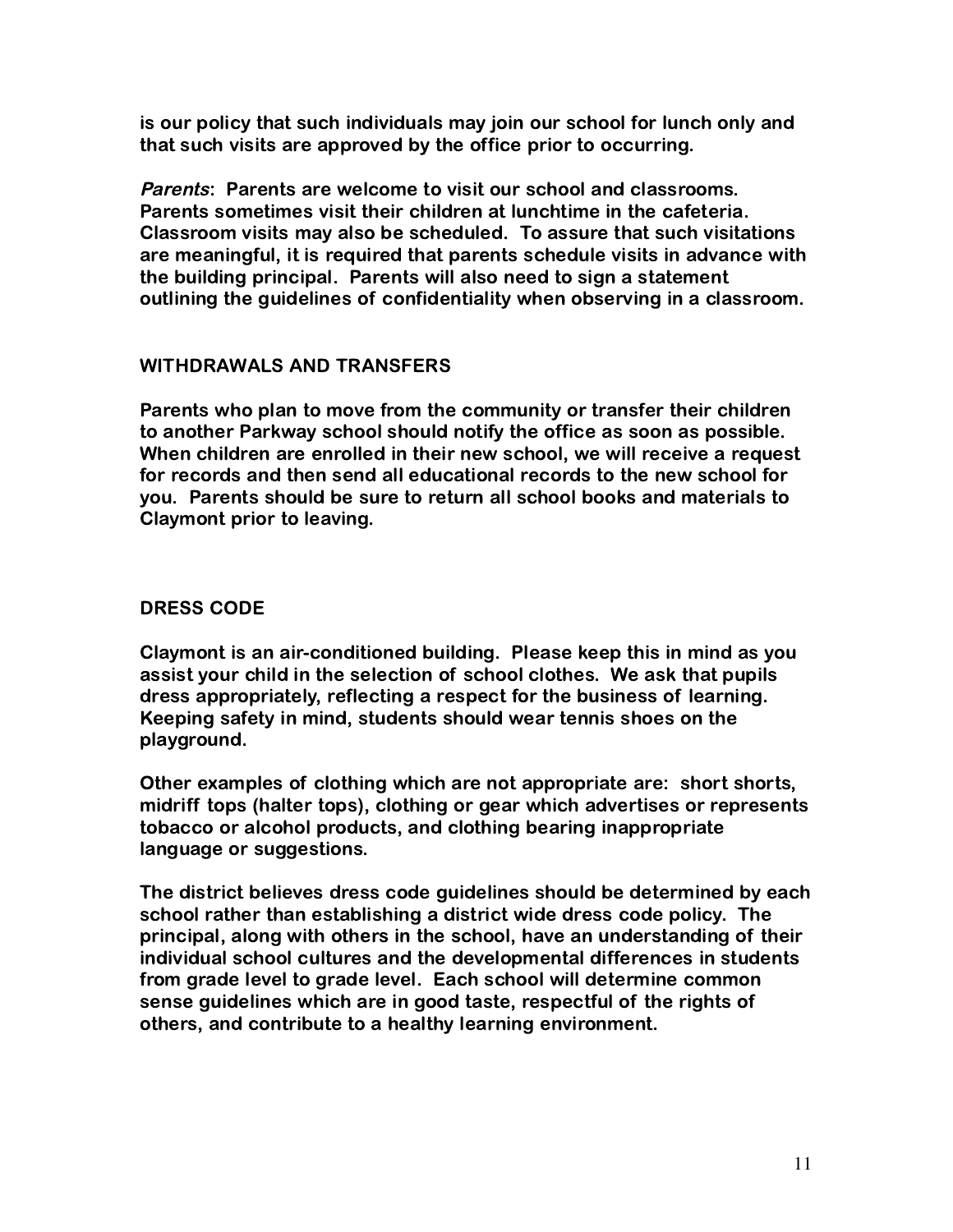is our policy that such individuals may join our school for lunch only and that such visits are approved by the office prior to occurring.

***Parents*:** Parents are welcome to visit our school and classrooms. Parents sometimes visit their children at lunchtime in the cafeteria. Classroom visits may also be scheduled. To assure that such visitations are meaningful, it is required that parents schedule visits in advance with the building principal. Parents will also need to sign a statement outlining the guidelines of confidentiality when observing in a classroom.

## WITHDRAWALS AND TRANSFERS

Parents who plan to move from the community or transfer their children to another Parkway school should notify the office as soon as possible. When children are enrolled in their new school, we will receive a request for records and then send all educational records to the new school for you. Parents should be sure to return all school books and materials to Claymont prior to leaving.

## DRESS CODE

Claymont is an air-conditioned building. Please keep this in mind as you assist your child in the selection of school clothes. We ask that pupils dress appropriately, reflecting a respect for the business of learning. Keeping safety in mind, students should wear tennis shoes on the playground.

Other examples of clothing which are not appropriate are: short shorts, midriff tops (halter tops), clothing or gear which advertises or represents tobacco or alcohol products, and clothing bearing inappropriate language or suggestions.

The district believes dress code guidelines should be determined by each school rather than establishing a district wide dress code policy. The principal, along with others in the school, have an understanding of their individual school cultures and the developmental differences in students from grade level to grade level. Each school will determine common sense guidelines which are in good taste, respectful of the rights of others, and contribute to a healthy learning environment.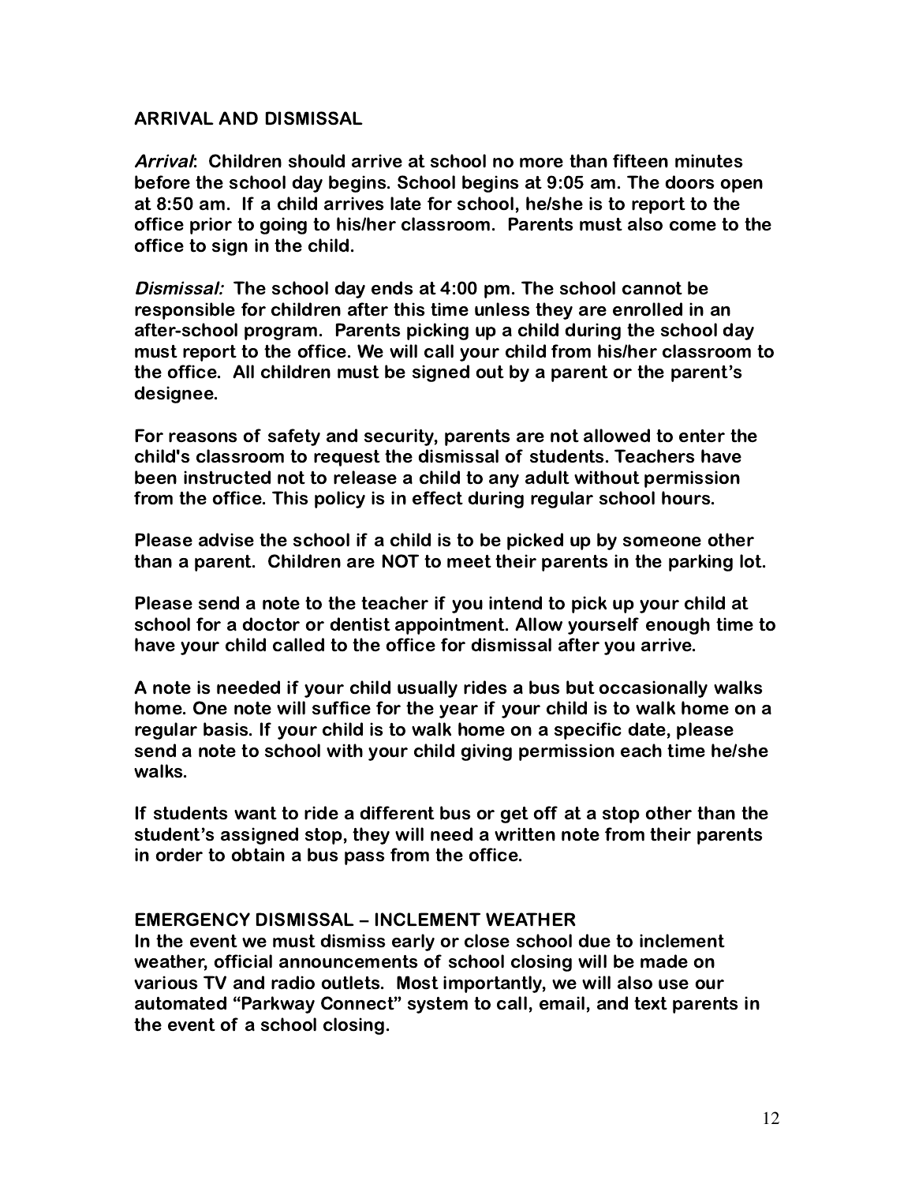## ARRIVAL AND DISMISSAL

***Arrival*: Children should arrive at school no more than fifteen minutes before the school day begins. School begins at 9:05 am. The doors open at 8:50 am. If a child arrives late for school, he/she is to report to the office prior to going to his/her classroom. Parents must also come to the office to sign in the child.**

***Dismissal:* The school day ends at 4:00 pm. The school cannot be responsible for children after this time unless they are enrolled in an after-school program. Parents picking up a child during the school day must report to the office. We will call your child from his/her classroom to the office. All children must be signed out by a parent or the parent's designee.**

**For reasons of safety and security, parents are not allowed to enter the child's classroom to request the dismissal of students. Teachers have been instructed not to release a child to any adult without permission from the office. This policy is in effect during regular school hours.**

**Please advise the school if a child is to be picked up by someone other than a parent. Children are NOT to meet their parents in the parking lot.**

**Please send a note to the teacher if you intend to pick up your child at school for a doctor or dentist appointment. Allow yourself enough time to have your child called to the office for dismissal after you arrive.**

**A note is needed if your child usually rides a bus but occasionally walks home. One note will suffice for the year if your child is to walk home on a regular basis. If your child is to walk home on a specific date, please send a note to school with your child giving permission each time he/she walks.**

**If students want to ride a different bus or get off at a stop other than the student's assigned stop, they will need a written note from their parents in order to obtain a bus pass from the office.**

## EMERGENCY DISMISSAL – INCLEMENT WEATHER

**In the event we must dismiss early or close school due to inclement weather, official announcements of school closing will be made on various TV and radio outlets. Most importantly, we will also use our automated "Parkway Connect" system to call, email, and text parents in the event of a school closing.**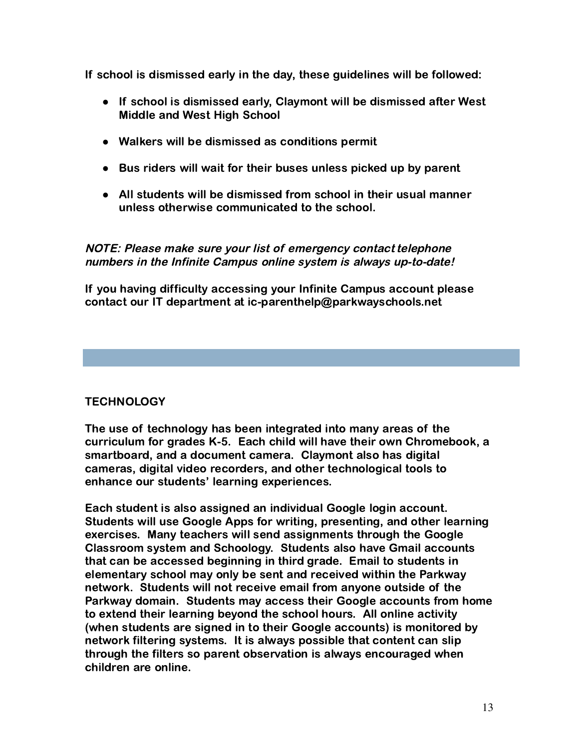**If school is dismissed early in the day, these guidelines will be followed:**

- **If school is dismissed early, Claymont will be dismissed after West Middle and West High School**
- **Walkers will be dismissed as conditions permit**
- **Bus riders will wait for their buses unless picked up by parent**
- **All students will be dismissed from school in their usual manner unless otherwise communicated to the school.**

***NOTE: Please make sure your list of emergency contact telephone numbers in the Infinite Campus online system is always up-to-date!***

**If you having difficulty accessing your Infinite Campus account please contact our IT department at ic-parenthelp@parkwayschools.net**

## TECHNOLOGY

**The use of technology has been integrated into many areas of the curriculum for grades K-5. Each child will have their own Chromebook, a smartboard, and a document camera. Claymont also has digital cameras, digital video recorders, and other technological tools to enhance our students' learning experiences.**

**Each student is also assigned an individual Google login account. Students will use Google Apps for writing, presenting, and other learning exercises. Many teachers will send assignments through the Google Classroom system and Schoology. Students also have Gmail accounts that can be accessed beginning in third grade. Email to students in elementary school may only be sent and received within the Parkway network. Students will not receive email from anyone outside of the Parkway domain. Students may access their Google accounts from home to extend their learning beyond the school hours. All online activity (when students are signed in to their Google accounts) is monitored by network filtering systems. It is always possible that content can slip through the filters so parent observation is always encouraged when children are online.**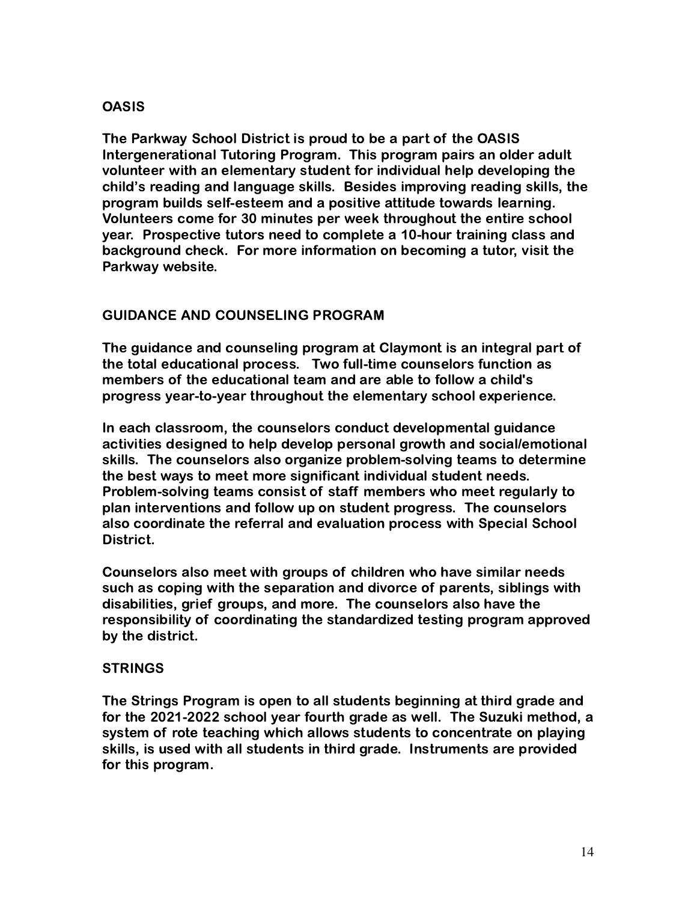## OASIS

**The Parkway School District is proud to be a part of the OASIS Intergenerational Tutoring Program. This program pairs an older adult volunteer with an elementary student for individual help developing the child's reading and language skills. Besides improving reading skills, the program builds self-esteem and a positive attitude towards learning. Volunteers come for 30 minutes per week throughout the entire school year. Prospective tutors need to complete a 10-hour training class and background check. For more information on becoming a tutor, visit the Parkway website.**

## GUIDANCE AND COUNSELING PROGRAM

**The guidance and counseling program at Claymont is an integral part of the total educational process. Two full-time counselors function as members of the educational team and are able to follow a child's progress year-to-year throughout the elementary school experience.**

**In each classroom, the counselors conduct developmental guidance activities designed to help develop personal growth and social/emotional skills. The counselors also organize problem-solving teams to determine the best ways to meet more significant individual student needs. Problem-solving teams consist of staff members who meet regularly to plan interventions and follow up on student progress. The counselors also coordinate the referral and evaluation process with Special School District.**

**Counselors also meet with groups of children who have similar needs such as coping with the separation and divorce of parents, siblings with disabilities, grief groups, and more. The counselors also have the responsibility of coordinating the standardized testing program approved by the district.**

## STRINGS

**The Strings Program is open to all students beginning at third grade and for the 2021-2022 school year fourth grade as well. The Suzuki method, a system of rote teaching which allows students to concentrate on playing skills, is used with all students in third grade. Instruments are provided for this program.**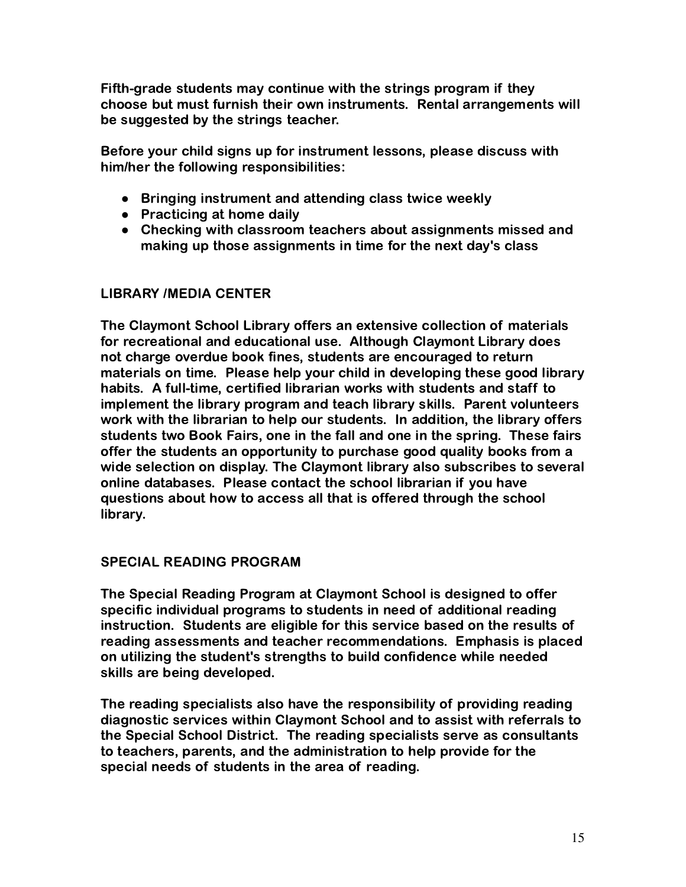Fifth-grade students may continue with the strings program if they choose but must furnish their own instruments. Rental arrangements will be suggested by the strings teacher.

Before your child signs up for instrument lessons, please discuss with him/her the following responsibilities:

- Bringing instrument and attending class twice weekly
- Practicing at home daily
- Checking with classroom teachers about assignments missed and making up those assignments in time for the next day's class

## LIBRARY /MEDIA CENTER

The Claymont School Library offers an extensive collection of materials for recreational and educational use. Although Claymont Library does not charge overdue book fines, students are encouraged to return materials on time. Please help your child in developing these good library habits. A full-time, certified librarian works with students and staff to implement the library program and teach library skills. Parent volunteers work with the librarian to help our students. In addition, the library offers students two Book Fairs, one in the fall and one in the spring. These fairs offer the students an opportunity to purchase good quality books from a wide selection on display. The Claymont library also subscribes to several online databases. Please contact the school librarian if you have questions about how to access all that is offered through the school library.

## SPECIAL READING PROGRAM

The Special Reading Program at Claymont School is designed to offer specific individual programs to students in need of additional reading instruction. Students are eligible for this service based on the results of reading assessments and teacher recommendations. Emphasis is placed on utilizing the student's strengths to build confidence while needed skills are being developed.

The reading specialists also have the responsibility of providing reading diagnostic services within Claymont School and to assist with referrals to the Special School District. The reading specialists serve as consultants to teachers, parents, and the administration to help provide for the special needs of students in the area of reading.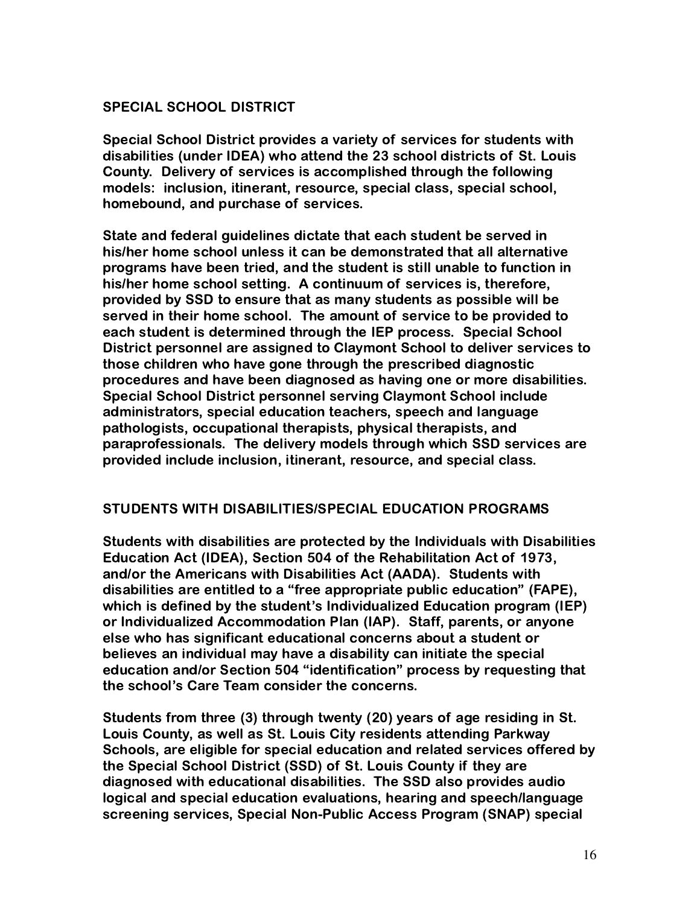## SPECIAL SCHOOL DISTRICT

Special School District provides a variety of services for students with disabilities (under IDEA) who attend the 23 school districts of St. Louis County. Delivery of services is accomplished through the following models: inclusion, itinerant, resource, special class, special school, homebound, and purchase of services.

State and federal guidelines dictate that each student be served in his/her home school unless it can be demonstrated that all alternative programs have been tried, and the student is still unable to function in his/her home school setting. A continuum of services is, therefore, provided by SSD to ensure that as many students as possible will be served in their home school. The amount of service to be provided to each student is determined through the IEP process. Special School District personnel are assigned to Claymont School to deliver services to those children who have gone through the prescribed diagnostic procedures and have been diagnosed as having one or more disabilities. Special School District personnel serving Claymont School include administrators, special education teachers, speech and language pathologists, occupational therapists, physical therapists, and paraprofessionals. The delivery models through which SSD services are provided include inclusion, itinerant, resource, and special class.

## STUDENTS WITH DISABILITIES/SPECIAL EDUCATION PROGRAMS

Students with disabilities are protected by the Individuals with Disabilities Education Act (IDEA), Section 504 of the Rehabilitation Act of 1973, and/or the Americans with Disabilities Act (AADA). Students with disabilities are entitled to a "free appropriate public education" (FAPE), which is defined by the student's Individualized Education program (IEP) or Individualized Accommodation Plan (IAP). Staff, parents, or anyone else who has significant educational concerns about a student or believes an individual may have a disability can initiate the special education and/or Section 504 "identification" process by requesting that the school's Care Team consider the concerns.

Students from three (3) through twenty (20) years of age residing in St. Louis County, as well as St. Louis City residents attending Parkway Schools, are eligible for special education and related services offered by the Special School District (SSD) of St. Louis County if they are diagnosed with educational disabilities. The SSD also provides audio logical and special education evaluations, hearing and speech/language screening services, Special Non-Public Access Program (SNAP) special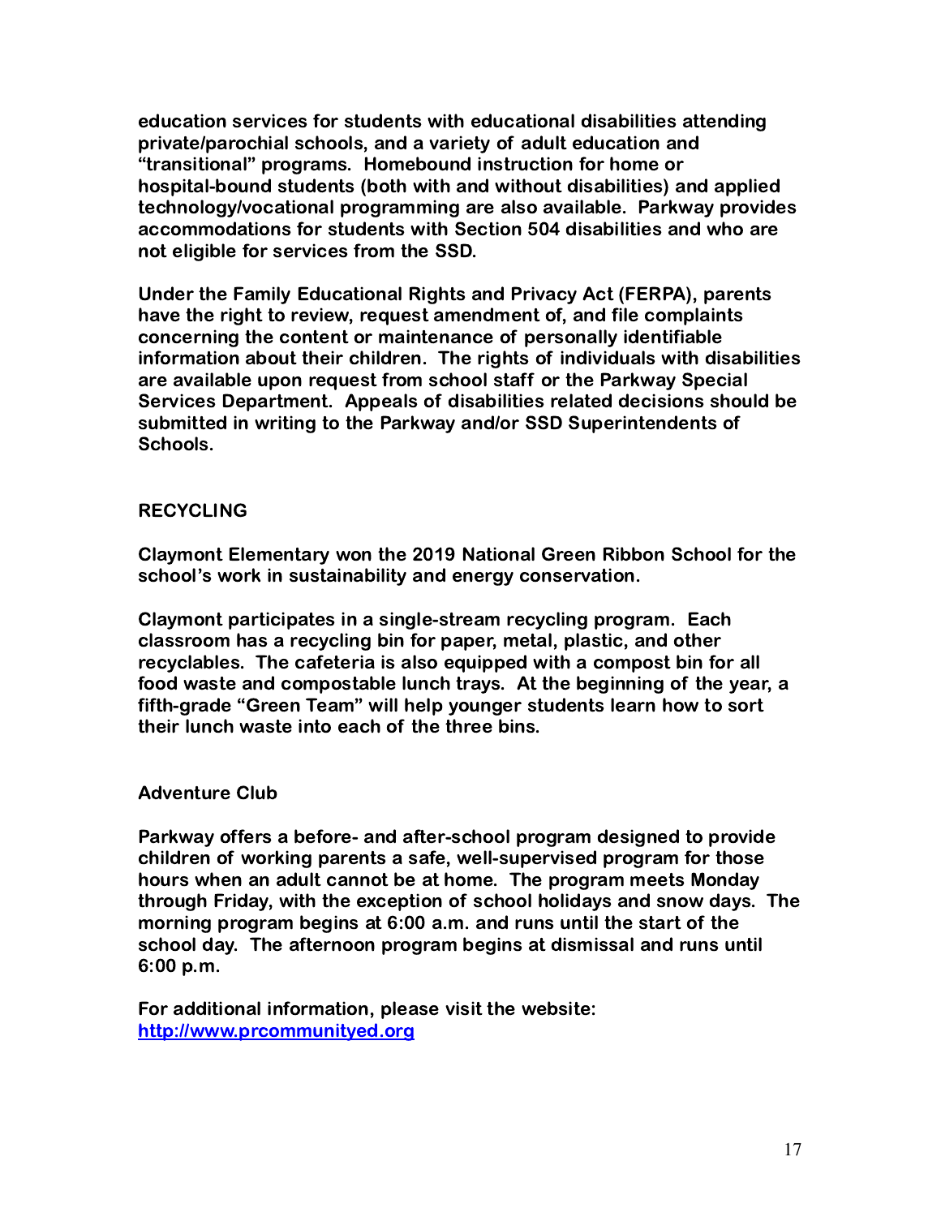**education services for students with educational disabilities attending private/parochial schools, and a variety of adult education and "transitional" programs. Homebound instruction for home or hospital-bound students (both with and without disabilities) and applied technology/vocational programming are also available. Parkway provides accommodations for students with Section 504 disabilities and who are not eligible for services from the SSD.**

**Under the Family Educational Rights and Privacy Act (FERPA), parents have the right to review, request amendment of, and file complaints concerning the content or maintenance of personally identifiable information about their children. The rights of individuals with disabilities are available upon request from school staff or the Parkway Special Services Department. Appeals of disabilities related decisions should be submitted in writing to the Parkway and/or SSD Superintendents of Schools.**

## RECYCLING

**Claymont Elementary won the 2019 National Green Ribbon School for the school's work in sustainability and energy conservation.**

**Claymont participates in a single-stream recycling program. Each classroom has a recycling bin for paper, metal, plastic, and other recyclables. The cafeteria is also equipped with a compost bin for all food waste and compostable lunch trays. At the beginning of the year, a fifth-grade "Green Team" will help younger students learn how to sort their lunch waste into each of the three bins.**

## Adventure Club

**Parkway offers a before- and after-school program designed to provide children of working parents a safe, well-supervised program for those hours when an adult cannot be at home. The program meets Monday through Friday, with the exception of school holidays and snow days. The morning program begins at 6:00 a.m. and runs until the start of the school day. The afternoon program begins at dismissal and runs until 6:00 p.m.**

**For additional information, please visit the website:** [http://www.prcommunityed.org](http://www.prcommunityed.org)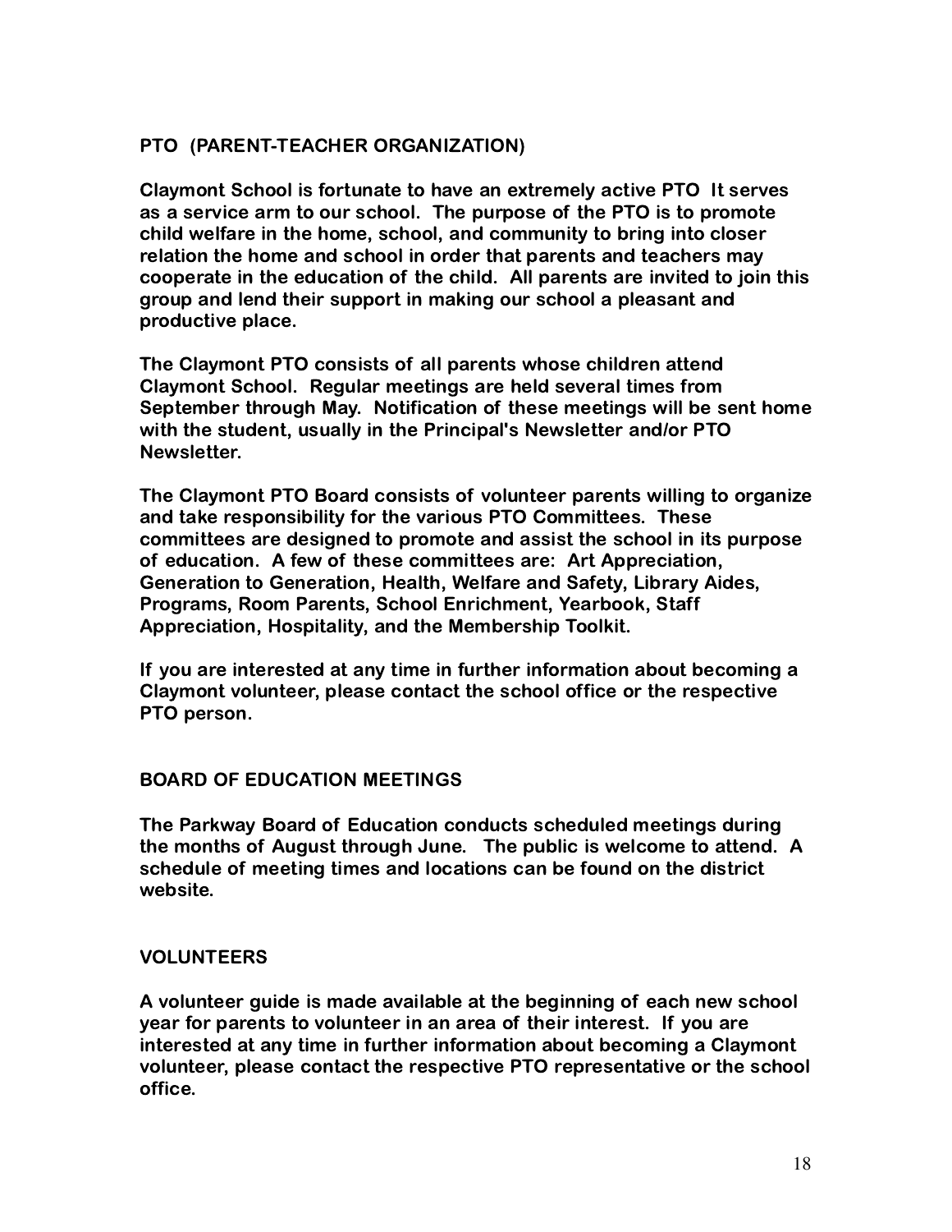## PTO (PARENT-TEACHER ORGANIZATION)

Claymont School is fortunate to have an extremely active PTO It serves as a service arm to our school. The purpose of the PTO is to promote child welfare in the home, school, and community to bring into closer relation the home and school in order that parents and teachers may cooperate in the education of the child. All parents are invited to join this group and lend their support in making our school a pleasant and productive place.

The Claymont PTO consists of all parents whose children attend Claymont School. Regular meetings are held several times from September through May. Notification of these meetings will be sent home with the student, usually in the Principal's Newsletter and/or PTO Newsletter.

The Claymont PTO Board consists of volunteer parents willing to organize and take responsibility for the various PTO Committees. These committees are designed to promote and assist the school in its purpose of education. A few of these committees are: Art Appreciation, Generation to Generation, Health, Welfare and Safety, Library Aides, Programs, Room Parents, School Enrichment, Yearbook, Staff Appreciation, Hospitality, and the Membership Toolkit.

If you are interested at any time in further information about becoming a Claymont volunteer, please contact the school office or the respective PTO person.

## BOARD OF EDUCATION MEETINGS

The Parkway Board of Education conducts scheduled meetings during the months of August through June. The public is welcome to attend. A schedule of meeting times and locations can be found on the district website.

## VOLUNTEERS

A volunteer guide is made available at the beginning of each new school year for parents to volunteer in an area of their interest. If you are interested at any time in further information about becoming a Claymont volunteer, please contact the respective PTO representative or the school office.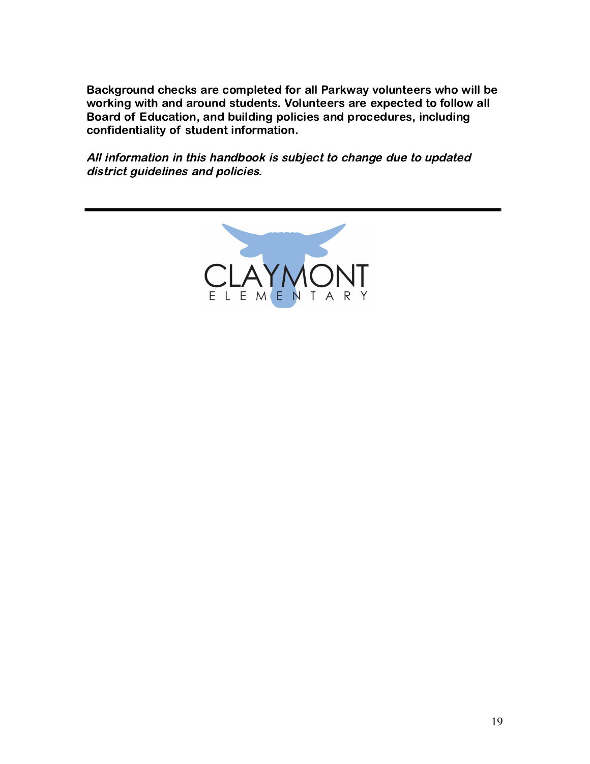**Background checks are completed for all Parkway volunteers who will be working with and around students. Volunteers are expected to follow all Board of Education, and building policies and procedures, including confidentiality of student information.**

***All information in this handbook is subject to change due to updated district guidelines and policies.***

---

CLAYMONT

ELEMENTARY